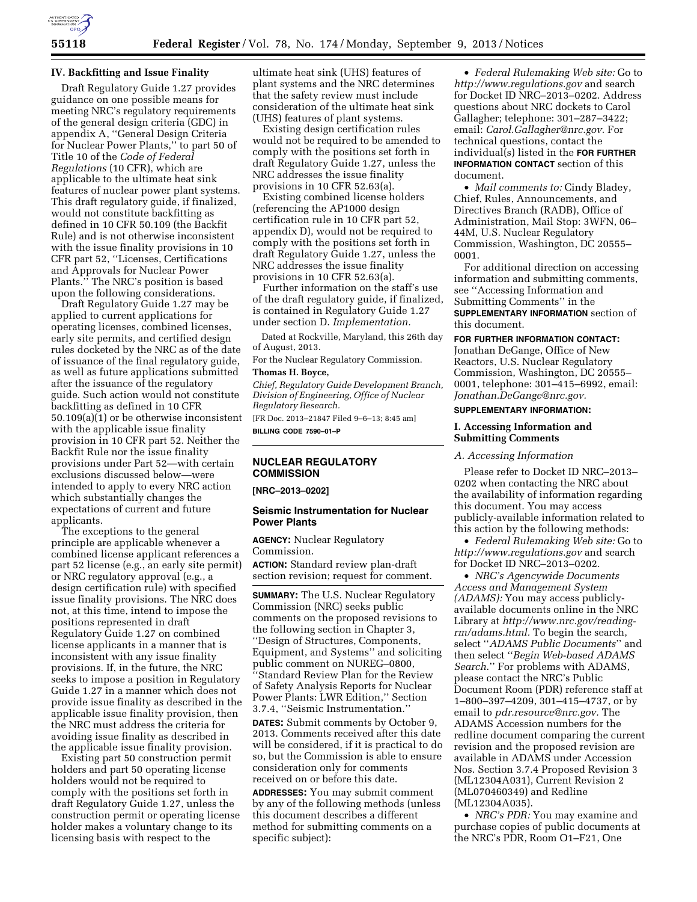## IV. Backfitting and Issue Finality

Draft Regulatory Guide 1.27 provides guidance on one possible means for meeting NRC's regulatory requirements of the general design criteria (GDC) in appendix A, ''General Design Criteria for Nuclear Power Plants,'' to part 50 of Title 10 of the *Code of Federal Regulations* (10 CFR), which are applicable to the ultimate heat sink features of nuclear power plant systems. This draft regulatory guide, if finalized, would not constitute backfitting as defined in 10 CFR 50.109 (the Backfit Rule) and is not otherwise inconsistent with the issue finality provisions in 10 CFR part 52, ''Licenses, Certifications and Approvals for Nuclear Power Plants.'' The NRC's position is based upon the following considerations.

Draft Regulatory Guide 1.27 may be applied to current applications for operating licenses, combined licenses, early site permits, and certified design rules docketed by the NRC as of the date of issuance of the final regulatory guide, as well as future applications submitted after the issuance of the regulatory guide. Such action would not constitute backfitting as defined in 10 CFR 50.109(a)(1) or be otherwise inconsistent with the applicable issue finality provision in 10 CFR part 52. Neither the Backfit Rule nor the issue finality provisions under Part 52—with certain exclusions discussed below—were intended to apply to every NRC action which substantially changes the expectations of current and future applicants.

The exceptions to the general principle are applicable whenever a combined license applicant references a part 52 license (e.g., an early site permit) or NRC regulatory approval (e.g., a design certification rule) with specified issue finality provisions. The NRC does not, at this time, intend to impose the positions represented in draft Regulatory Guide 1.27 on combined license applicants in a manner that is inconsistent with any issue finality provisions. If, in the future, the NRC seeks to impose a position in Regulatory Guide 1.27 in a manner which does not provide issue finality as described in the applicable issue finality provision, then the NRC must address the criteria for avoiding issue finality as described in the applicable issue finality provision.

Existing part 50 construction permit holders and part 50 operating license holders would not be required to comply with the positions set forth in draft Regulatory Guide 1.27, unless the construction permit or operating license holder makes a voluntary change to its licensing basis with respect to the ultimate heat sink (UHS) features of plant systems and the NRC determines that the safety review must include consideration of the ultimate heat sink (UHS) features of plant systems.

Existing design certification rules would not be required to be amended to comply with the positions set forth in draft Regulatory Guide 1.27, unless the NRC addresses the issue finality provisions in 10 CFR 52.63(a).

Existing combined license holders (referencing the AP1000 design certification rule in 10 CFR part 52, appendix D), would not be required to comply with the positions set forth in draft Regulatory Guide 1.27, unless the NRC addresses the issue finality provisions in 10 CFR 52.63(a).

Further information on the staff's use of the draft regulatory guide, if finalized, is contained in Regulatory Guide 1.27 under section D. *Implementation.*

Dated at Rockville, Maryland, this 26th day of August, 2013.

For the Nuclear Regulatory Commission.

**Thomas H. Boyce,**

*Chief, Regulatory Guide Development Branch, Division of Engineering, Office of Nuclear Regulatory Research.*

[FR Doc. 2013–21847 Filed 9–6–13; 8:45 am]

**BILLING CODE 7590–01–P**

---

## NUCLEAR REGULATORY COMMISSION

**[NRC–2013–0202]**

## Seismic Instrumentation for Nuclear Power Plants

**AGENCY:** Nuclear Regulatory Commission.

**ACTION:** Standard review plan-draft section revision; request for comment.

**SUMMARY:** The U.S. Nuclear Regulatory Commission (NRC) seeks public comments on the proposed revisions to the following section in Chapter 3, ''Design of Structures, Components, Equipment, and Systems'' and soliciting public comment on NUREG–0800, ''Standard Review Plan for the Review of Safety Analysis Reports for Nuclear Power Plants: LWR Edition,'' Section 3.7.4, ''Seismic Instrumentation.''

**DATES:** Submit comments by October 9, 2013. Comments received after this date will be considered, if it is practical to do so, but the Commission is able to ensure consideration only for comments received on or before this date.

**ADDRESSES:** You may submit comment by any of the following methods (unless this document describes a different method for submitting comments on a specific subject):

- *Federal Rulemaking Web site:* Go to *http://www.regulations.gov* and search for Docket ID NRC–2013–0202. Address questions about NRC dockets to Carol Gallagher; telephone: 301–287–3422; email: *Carol.Gallagher@nrc.gov.* For technical questions, contact the individual(s) listed in the **FOR FURTHER INFORMATION CONTACT** section of this document.
- *Mail comments to:* Cindy Bladey, Chief, Rules, Announcements, and Directives Branch (RADB), Office of Administration, Mail Stop: 3WFN, 06–44M, U.S. Nuclear Regulatory Commission, Washington, DC 20555–0001.

For additional direction on accessing information and submitting comments, see ''Accessing Information and Submitting Comments'' in the **SUPPLEMENTARY INFORMATION** section of this document.

**FOR FURTHER INFORMATION CONTACT:** Jonathan DeGange, Office of New Reactors, U.S. Nuclear Regulatory Commission, Washington, DC 20555–0001, telephone: 301–415–6992, email: *Jonathan.DeGange@nrc.gov.*

**SUPPLEMENTARY INFORMATION:**

### I. Accessing Information and Submitting Comments

*A. Accessing Information*

Please refer to Docket ID NRC–2013–0202 when contacting the NRC about the availability of information regarding this document. You may access publicly-available information related to this action by the following methods:

- *Federal Rulemaking Web site:* Go to *http://www.regulations.gov* and search for Docket ID NRC–2013–0202.
- *NRC's Agencywide Documents Access and Management System (ADAMS):* You may access publicly-available documents online in the NRC Library at *http://www.nrc.gov/reading-rm/adams.html.* To begin the search, select ''*ADAMS Public Documents*'' and then select ''*Begin Web-based ADAMS Search.*'' For problems with ADAMS, please contact the NRC's Public Document Room (PDR) reference staff at 1–800–397–4209, 301–415–4737, or by email to *pdr.resource@nrc.gov.* The ADAMS Accession numbers for the redline document comparing the current revision and the proposed revision are available in ADAMS under Accession Nos. Section 3.7.4 Proposed Revision 3 (ML12304A031), Current Revision 2 (ML070460349) and Redline (ML12304A035).
- *NRC's PDR:* You may examine and purchase copies of public documents at the NRC's PDR, Room O1–F21, One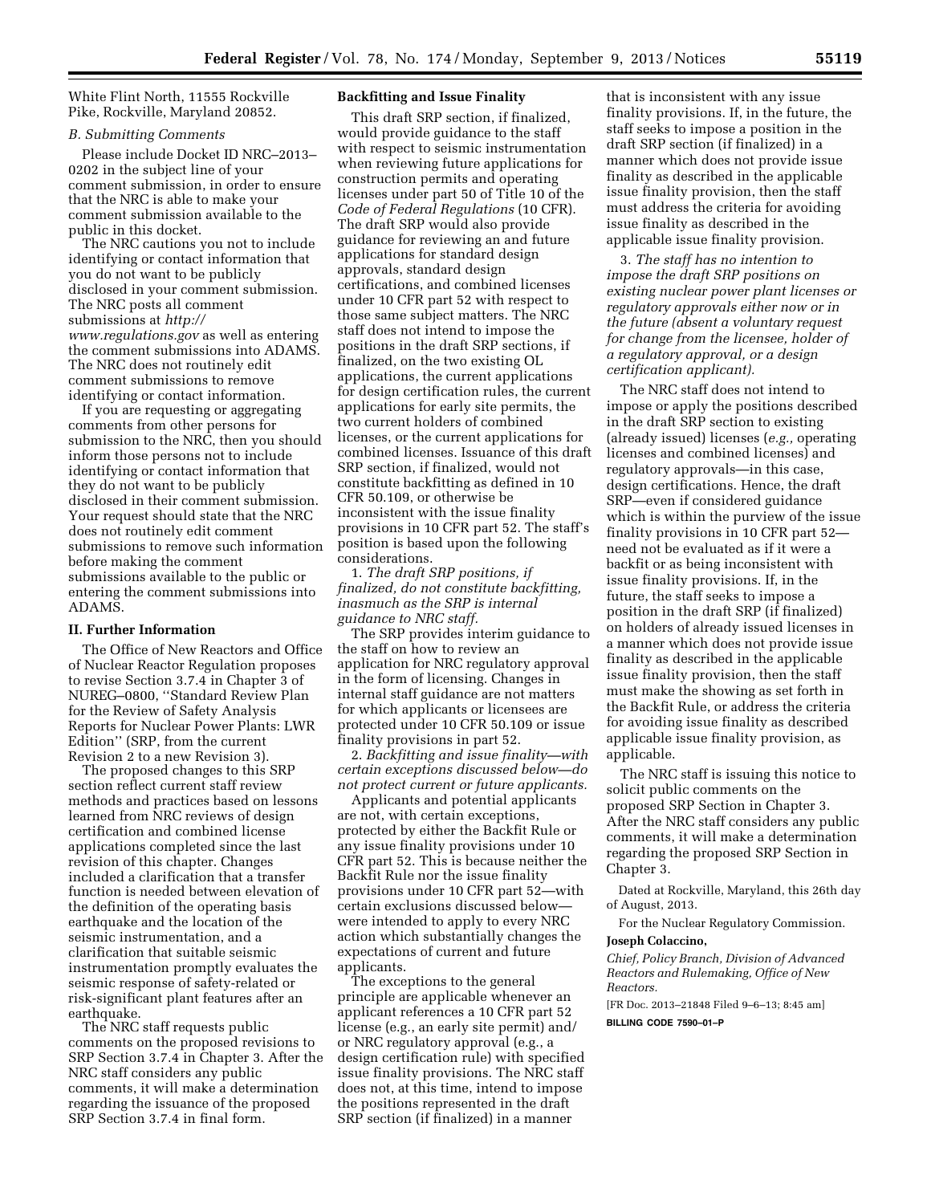White Flint North, 11555 Rockville Pike, Rockville, Maryland 20852.

*B. Submitting Comments*

Please include Docket ID NRC–2013–0202 in the subject line of your comment submission, in order to ensure that the NRC is able to make your comment submission available to the public in this docket.

The NRC cautions you not to include identifying or contact information that you do not want to be publicly disclosed in your comment submission. The NRC posts all comment submissions at *http://www.regulations.gov* as well as entering the comment submissions into ADAMS. The NRC does not routinely edit comment submissions to remove identifying or contact information.

If you are requesting or aggregating comments from other persons for submission to the NRC, then you should inform those persons not to include identifying or contact information that they do not want to be publicly disclosed in their comment submission. Your request should state that the NRC does not routinely edit comment submissions to remove such information before making the comment submissions available to the public or entering the comment submissions into ADAMS.

## II. Further Information

The Office of New Reactors and Office of Nuclear Reactor Regulation proposes to revise Section 3.7.4 in Chapter 3 of NUREG–0800, ''Standard Review Plan for the Review of Safety Analysis Reports for Nuclear Power Plants: LWR Edition'' (SRP, from the current Revision 2 to a new Revision 3).

The proposed changes to this SRP section reflect current staff review methods and practices based on lessons learned from NRC reviews of design certification and combined license applications completed since the last revision of this chapter. Changes included a clarification that a transfer function is needed between elevation of the definition of the operating basis earthquake and the location of the seismic instrumentation, and a clarification that suitable seismic instrumentation promptly evaluates the seismic response of safety-related or risk-significant plant features after an earthquake.

The NRC staff requests public comments on the proposed revisions to SRP Section 3.7.4 in Chapter 3. After the NRC staff considers any public comments, it will make a determination regarding the issuance of the proposed SRP Section 3.7.4 in final form.

### Backfitting and Issue Finality

This draft SRP section, if finalized, would provide guidance to the staff with respect to seismic instrumentation when reviewing future applications for construction permits and operating licenses under part 50 of Title 10 of the *Code of Federal Regulations* (10 CFR). The draft SRP would also provide guidance for reviewing an and future applications for standard design approvals, standard design certifications, and combined licenses under 10 CFR part 52 with respect to those same subject matters. The NRC staff does not intend to impose the positions in the draft SRP sections, if finalized, on the two existing OL applications, the current applications for design certification rules, the current applications for early site permits, the two current holders of combined licenses, or the current applications for combined licenses. Issuance of this draft SRP section, if finalized, would not constitute backfitting as defined in 10 CFR 50.109, or otherwise be inconsistent with the issue finality provisions in 10 CFR part 52. The staff's position is based upon the following considerations.

1. *The draft SRP positions, if finalized, do not constitute backfitting, inasmuch as the SRP is internal guidance to NRC staff.*

The SRP provides interim guidance to the staff on how to review an application for NRC regulatory approval in the form of licensing. Changes in internal staff guidance are not matters for which applicants or licensees are protected under 10 CFR 50.109 or issue finality provisions in part 52.

2. *Backfitting and issue finality—with certain exceptions discussed below—do not protect current or future applicants.*

Applicants and potential applicants are not, with certain exceptions, protected by either the Backfit Rule or any issue finality provisions under 10 CFR part 52. This is because neither the Backfit Rule nor the issue finality provisions under 10 CFR part 52—with certain exclusions discussed below—were intended to apply to every NRC action which substantially changes the expectations of current and future applicants.

The exceptions to the general principle are applicable whenever an applicant references a 10 CFR part 52 license (e.g., an early site permit) and/or NRC regulatory approval (e.g., a design certification rule) with specified issue finality provisions. The NRC staff does not, at this time, intend to impose the positions represented in the draft SRP section (if finalized) in a manner that is inconsistent with any issue finality provisions. If, in the future, the staff seeks to impose a position in the draft SRP section (if finalized) in a manner which does not provide issue finality as described in the applicable issue finality provision, then the staff must address the criteria for avoiding issue finality as described in the applicable issue finality provision.

3. *The staff has no intention to impose the draft SRP positions on existing nuclear power plant licenses or regulatory approvals either now or in the future (absent a voluntary request for change from the licensee, holder of a regulatory approval, or a design certification applicant).*

The NRC staff does not intend to impose or apply the positions described in the draft SRP section to existing (already issued) licenses (*e.g.,* operating licenses and combined licenses) and regulatory approvals—in this case, design certifications. Hence, the draft SRP—even if considered guidance which is within the purview of the issue finality provisions in 10 CFR part 52—need not be evaluated as if it were a backfit or as being inconsistent with issue finality provisions. If, in the future, the staff seeks to impose a position in the draft SRP (if finalized) on holders of already issued licenses in a manner which does not provide issue finality as described in the applicable issue finality provision, then the staff must make the showing as set forth in the Backfit Rule, or address the criteria for avoiding issue finality as described applicable issue finality provision, as applicable.

The NRC staff is issuing this notice to solicit public comments on the proposed SRP Section in Chapter 3. After the NRC staff considers any public comments, it will make a determination regarding the proposed SRP Section in Chapter 3.

Dated at Rockville, Maryland, this 26th day of August, 2013.

For the Nuclear Regulatory Commission.

**Joseph Colaccino,**

*Chief, Policy Branch, Division of Advanced Reactors and Rulemaking, Office of New Reactors.*

[FR Doc. 2013–21848 Filed 9–6–13; 8:45 am]

**BILLING CODE 7590–01–P**